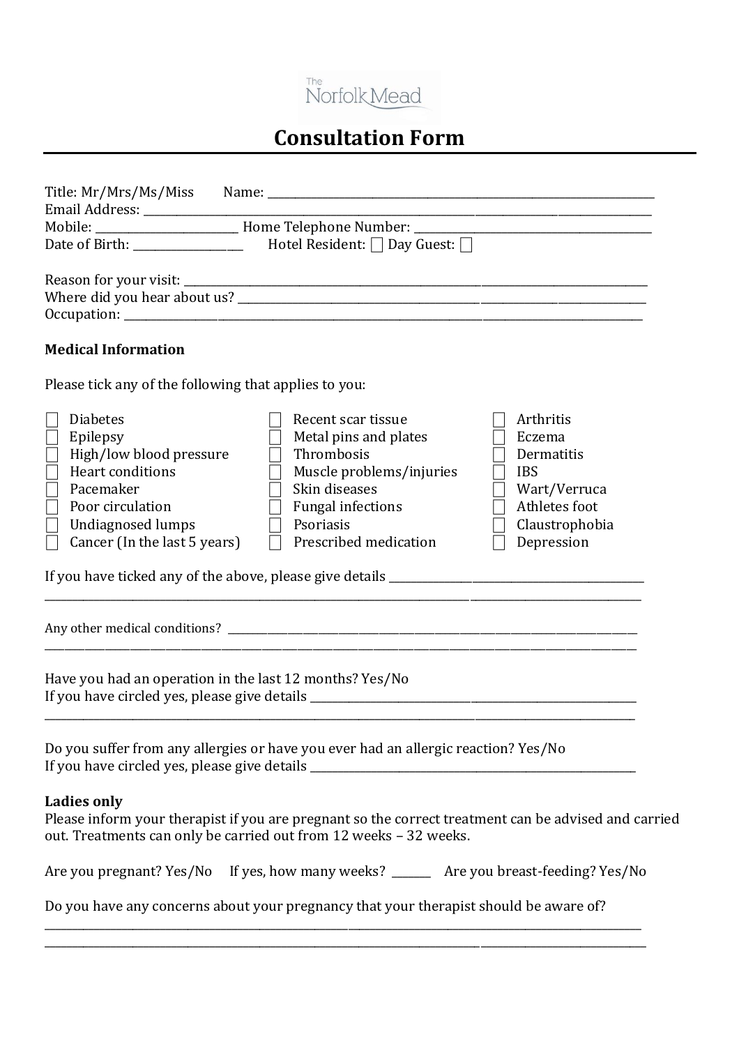The Norfolk Mead

# Consultation Form

Title: Mr/Mrs/Ms/Miss Name: ___________________________________________
Email Address: ___________________________________________
Mobile: _______________ Home Telephone Number: _______________________
Date of Birth: ____________ Hotel Resident: ☐ Day Guest: ☐

Reason for your visit: ___________________________________________
Where did you hear about us? ___________________________________________
Occupation: ___________________________________________

**Medical Information**

Please tick any of the following that applies to you:

| | | |
|---|---|---|
| ☐ Diabetes | ☐ Recent scar tissue | ☐ Arthritis |
| ☐ Epilepsy | ☐ Metal pins and plates | ☐ Eczema |
| ☐ High/low blood pressure | ☐ Thrombosis | ☐ Dermatitis |
| ☐ Heart conditions | ☐ Muscle problems/injuries | ☐ IBS |
| ☐ Pacemaker | ☐ Skin diseases | ☐ Wart/Verruca |
| ☐ Poor circulation | ☐ Fungal infections | ☐ Athletes foot |
| ☐ Undiagnosed lumps | ☐ Psoriasis | ☐ Claustrophobia |
| ☐ Cancer (In the last 5 years) | ☐ Prescribed medication | ☐ Depression |

If you have ticked any of the above, please give details ___________________________
___________________________________________

Any other medical conditions? ___________________________________________
___________________________________________

Have you had an operation in the last 12 months? Yes/No
If you have circled yes, please give details ___________________________
___________________________________________

Do you suffer from any allergies or have you ever had an allergic reaction? Yes/No
If you have circled yes, please give details ___________________________

**Ladies only**
Please inform your therapist if you are pregnant so the correct treatment can be advised and carried out. Treatments can only be carried out from 12 weeks – 32 weeks.

Are you pregnant? Yes/No If yes, how many weeks? _______ Are you breast-feeding? Yes/No

Do you have any concerns about your pregnancy that your therapist should be aware of?
___________________________________________
___________________________________________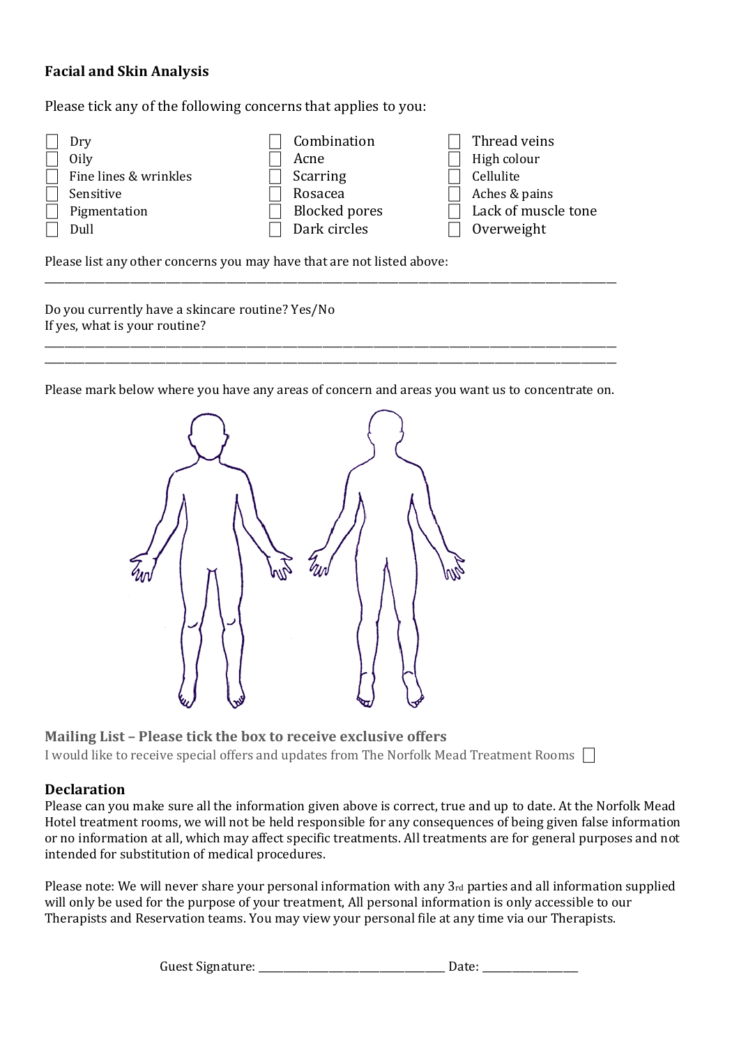**Facial and Skin Analysis**

Please tick any of the following concerns that applies to you:

- [ ] Dry
- [ ] Oily
- [ ] Fine lines & wrinkles
- [ ] Sensitive
- [ ] Pigmentation
- [ ] Dull
- [ ] Combination
- [ ] Acne
- [ ] Scarring
- [ ] Rosacea
- [ ] Blocked pores
- [ ] Dark circles
- [ ] Thread veins
- [ ] High colour
- [ ] Cellulite
- [ ] Aches & pains
- [ ] Lack of muscle tone
- [ ] Overweight

Please list any other concerns you may have that are not listed above:

\_\_\_\_\_\_\_\_\_\_\_\_\_\_\_\_\_\_\_\_\_\_\_\_\_\_\_\_\_\_\_\_\_\_\_\_\_\_\_\_\_\_\_\_\_\_\_\_\_\_\_\_\_\_\_\_\_\_\_\_\_\_\_\_\_\_\_\_\_\_\_\_\_\_\_\_\_\_

Do you currently have a skincare routine? Yes/No
If yes, what is your routine?

\_\_\_\_\_\_\_\_\_\_\_\_\_\_\_\_\_\_\_\_\_\_\_\_\_\_\_\_\_\_\_\_\_\_\_\_\_\_\_\_\_\_\_\_\_\_\_\_\_\_\_\_\_\_\_\_\_\_\_\_\_\_\_\_\_\_\_\_\_\_\_\_\_\_\_\_\_\_

\_\_\_\_\_\_\_\_\_\_\_\_\_\_\_\_\_\_\_\_\_\_\_\_\_\_\_\_\_\_\_\_\_\_\_\_\_\_\_\_\_\_\_\_\_\_\_\_\_\_\_\_\_\_\_\_\_\_\_\_\_\_\_\_\_\_\_\_\_\_\_\_\_\_\_\_\_\_

Please mark below where you have any areas of concern and areas you want us to concentrate on.

**Mailing List – Please tick the box to receive exclusive offers**

I would like to receive special offers and updates from The Norfolk Mead Treatment Rooms [ ]

## Declaration

Please can you make sure all the information given above is correct, true and up to date. At the Norfolk Mead Hotel treatment rooms, we will not be held responsible for any consequences of being given false information or no information at all, which may affect specific treatments. All treatments are for general purposes and not intended for substitution of medical procedures.

Please note: We will never share your personal information with any 3rd parties and all information supplied will only be used for the purpose of your treatment, All personal information is only accessible to our Therapists and Reservation teams. You may view your personal file at any time via our Therapists.

Guest Signature: \_\_\_\_\_\_\_\_\_\_\_\_\_\_\_\_\_\_\_\_\_\_\_\_\_\_\_\_ Date: \_\_\_\_\_\_\_\_\_\_\_\_\_\_\_\_